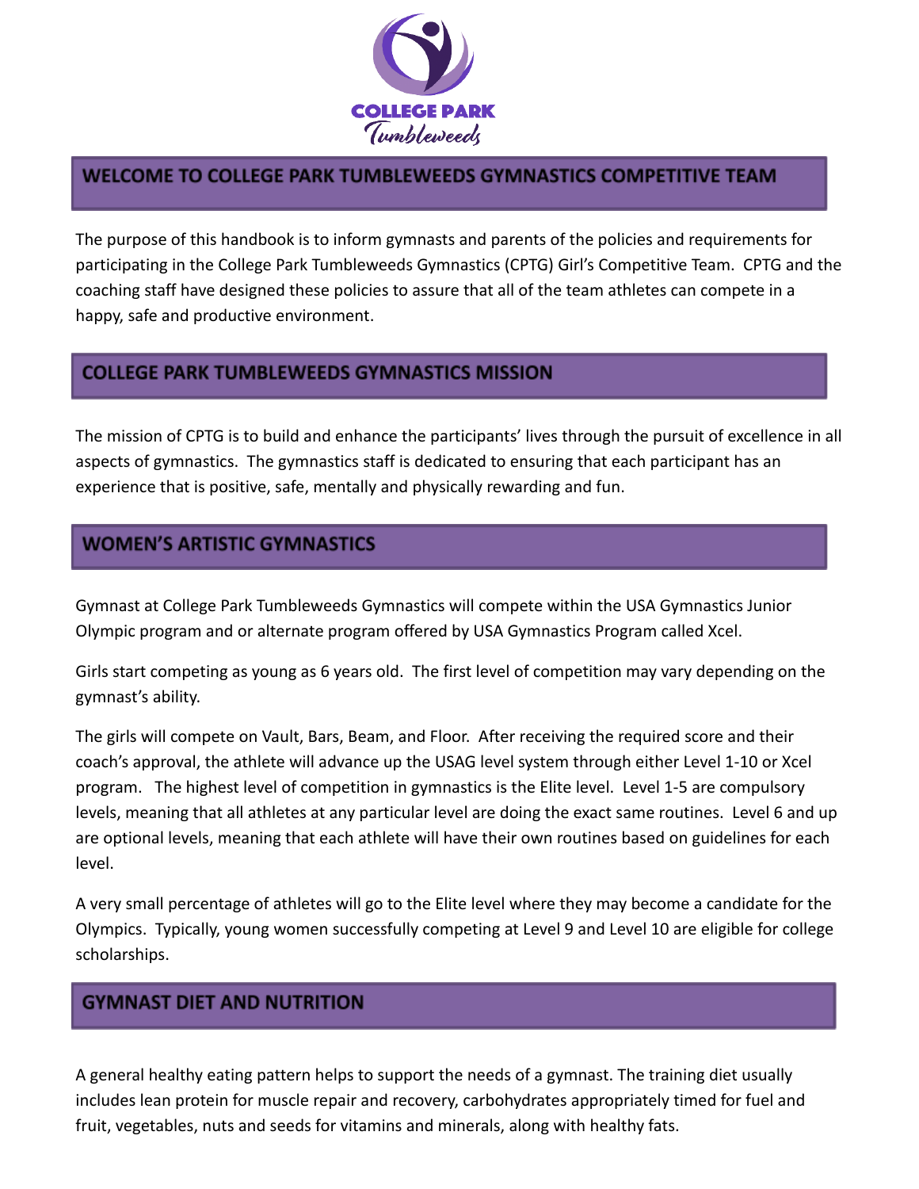# WELCOME TO COLLEGE PARK TUMBLEWEEDS GYMNASTICS COMPETITIVE TEAM

The purpose of this handbook is to inform gymnasts and parents of the policies and requirements for participating in the College Park Tumbleweeds Gymnastics (CPTG) Girl's Competitive Team. CPTG and the coaching staff have designed these policies to assure that all of the team athletes can compete in a happy, safe and productive environment.

## COLLEGE PARK TUMBLEWEEDS GYMNASTICS MISSION

The mission of CPTG is to build and enhance the participants' lives through the pursuit of excellence in all aspects of gymnastics. The gymnastics staff is dedicated to ensuring that each participant has an experience that is positive, safe, mentally and physically rewarding and fun.

## WOMEN'S ARTISTIC GYMNASTICS

Gymnast at College Park Tumbleweeds Gymnastics will compete within the USA Gymnastics Junior Olympic program and or alternate program offered by USA Gymnastics Program called Xcel.

Girls start competing as young as 6 years old. The first level of competition may vary depending on the gymnast's ability.

The girls will compete on Vault, Bars, Beam, and Floor. After receiving the required score and their coach's approval, the athlete will advance up the USAG level system through either Level 1-10 or Xcel program. The highest level of competition in gymnastics is the Elite level. Level 1-5 are compulsory levels, meaning that all athletes at any particular level are doing the exact same routines. Level 6 and up are optional levels, meaning that each athlete will have their own routines based on guidelines for each level.

A very small percentage of athletes will go to the Elite level where they may become a candidate for the Olympics. Typically, young women successfully competing at Level 9 and Level 10 are eligible for college scholarships.

## GYMNAST DIET AND NUTRITION

A general healthy eating pattern helps to support the needs of a gymnast. The training diet usually includes lean protein for muscle repair and recovery, carbohydrates appropriately timed for fuel and fruit, vegetables, nuts and seeds for vitamins and minerals, along with healthy fats.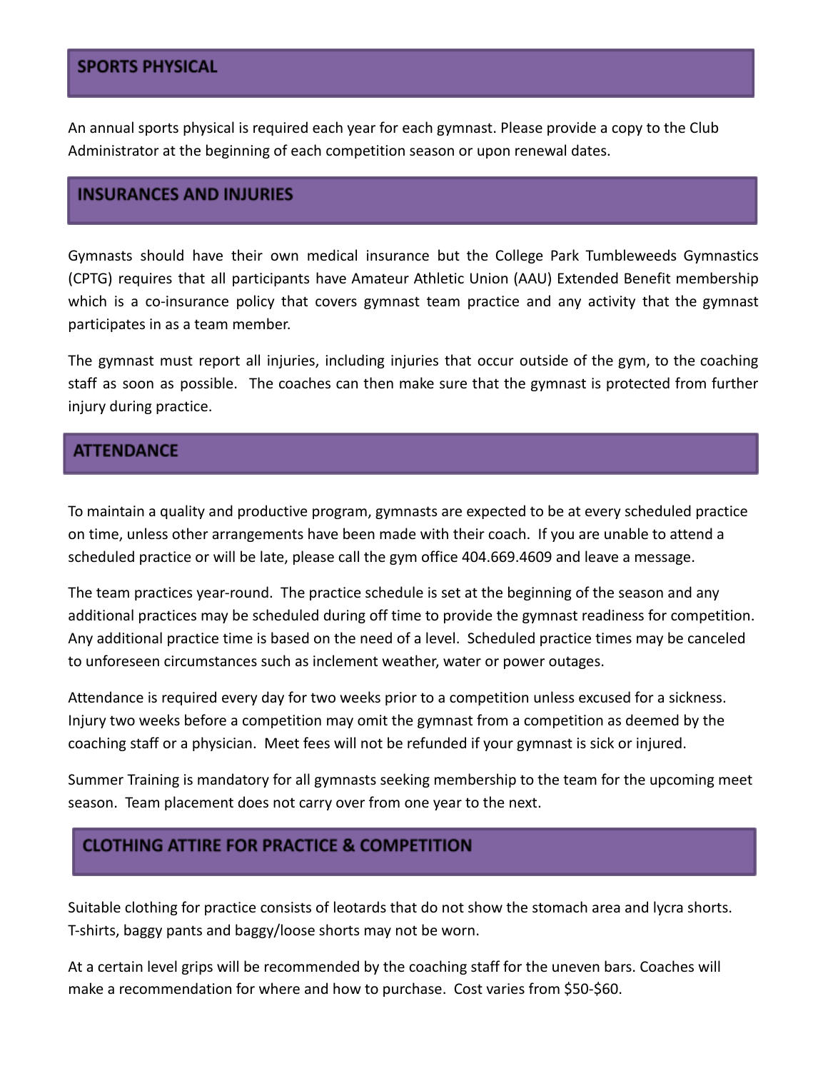## SPORTS PHYSICAL

An annual sports physical is required each year for each gymnast. Please provide a copy to the Club Administrator at the beginning of each competition season or upon renewal dates.

## INSURANCES AND INJURIES

Gymnasts should have their own medical insurance but the College Park Tumbleweeds Gymnastics (CPTG) requires that all participants have Amateur Athletic Union (AAU) Extended Benefit membership which is a co-insurance policy that covers gymnast team practice and any activity that the gymnast participates in as a team member.

The gymnast must report all injuries, including injuries that occur outside of the gym, to the coaching staff as soon as possible. The coaches can then make sure that the gymnast is protected from further injury during practice.

## ATTENDANCE

To maintain a quality and productive program, gymnasts are expected to be at every scheduled practice on time, unless other arrangements have been made with their coach. If you are unable to attend a scheduled practice or will be late, please call the gym office 404.669.4609 and leave a message.

The team practices year-round. The practice schedule is set at the beginning of the season and any additional practices may be scheduled during off time to provide the gymnast readiness for competition. Any additional practice time is based on the need of a level. Scheduled practice times may be canceled to unforeseen circumstances such as inclement weather, water or power outages.

Attendance is required every day for two weeks prior to a competition unless excused for a sickness. Injury two weeks before a competition may omit the gymnast from a competition as deemed by the coaching staff or a physician. Meet fees will not be refunded if your gymnast is sick or injured.

Summer Training is mandatory for all gymnasts seeking membership to the team for the upcoming meet season. Team placement does not carry over from one year to the next.

## CLOTHING ATTIRE FOR PRACTICE & COMPETITION

Suitable clothing for practice consists of leotards that do not show the stomach area and lycra shorts. T-shirts, baggy pants and baggy/loose shorts may not be worn.

At a certain level grips will be recommended by the coaching staff for the uneven bars. Coaches will make a recommendation for where and how to purchase. Cost varies from $50-$60.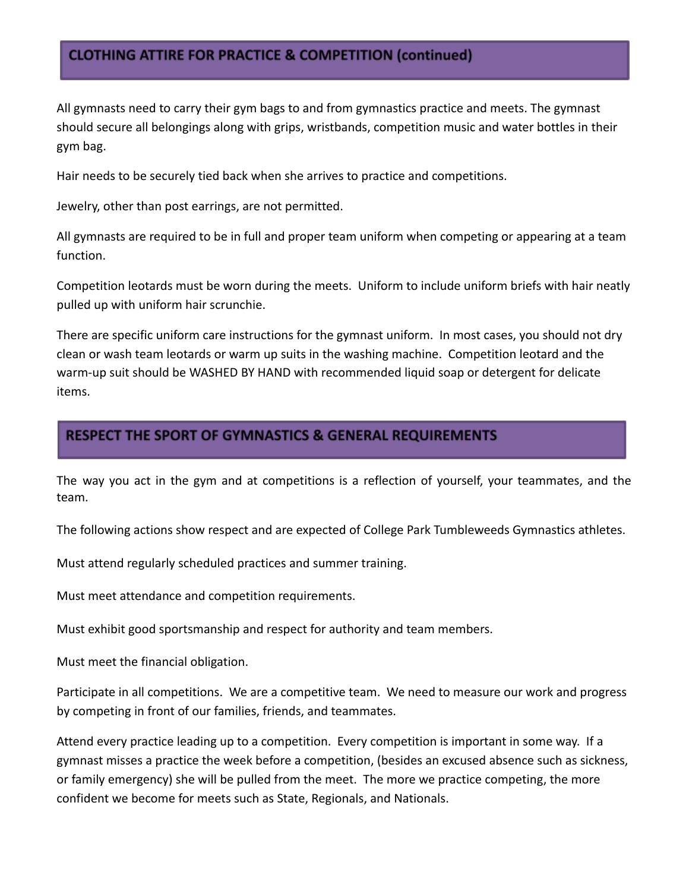## CLOTHING ATTIRE FOR PRACTICE & COMPETITION (continued)

All gymnasts need to carry their gym bags to and from gymnastics practice and meets. The gymnast should secure all belongings along with grips, wristbands, competition music and water bottles in their gym bag.

Hair needs to be securely tied back when she arrives to practice and competitions.

Jewelry, other than post earrings, are not permitted.

All gymnasts are required to be in full and proper team uniform when competing or appearing at a team function.

Competition leotards must be worn during the meets. Uniform to include uniform briefs with hair neatly pulled up with uniform hair scrunchie.

There are specific uniform care instructions for the gymnast uniform. In most cases, you should not dry clean or wash team leotards or warm up suits in the washing machine. Competition leotard and the warm-up suit should be WASHED BY HAND with recommended liquid soap or detergent for delicate items.

## RESPECT THE SPORT OF GYMNASTICS & GENERAL REQUIREMENTS

The way you act in the gym and at competitions is a reflection of yourself, your teammates, and the team.

The following actions show respect and are expected of College Park Tumbleweeds Gymnastics athletes.

Must attend regularly scheduled practices and summer training.

Must meet attendance and competition requirements.

Must exhibit good sportsmanship and respect for authority and team members.

Must meet the financial obligation.

Participate in all competitions. We are a competitive team. We need to measure our work and progress by competing in front of our families, friends, and teammates.

Attend every practice leading up to a competition. Every competition is important in some way. If a gymnast misses a practice the week before a competition, (besides an excused absence such as sickness, or family emergency) she will be pulled from the meet. The more we practice competing, the more confident we become for meets such as State, Regionals, and Nationals.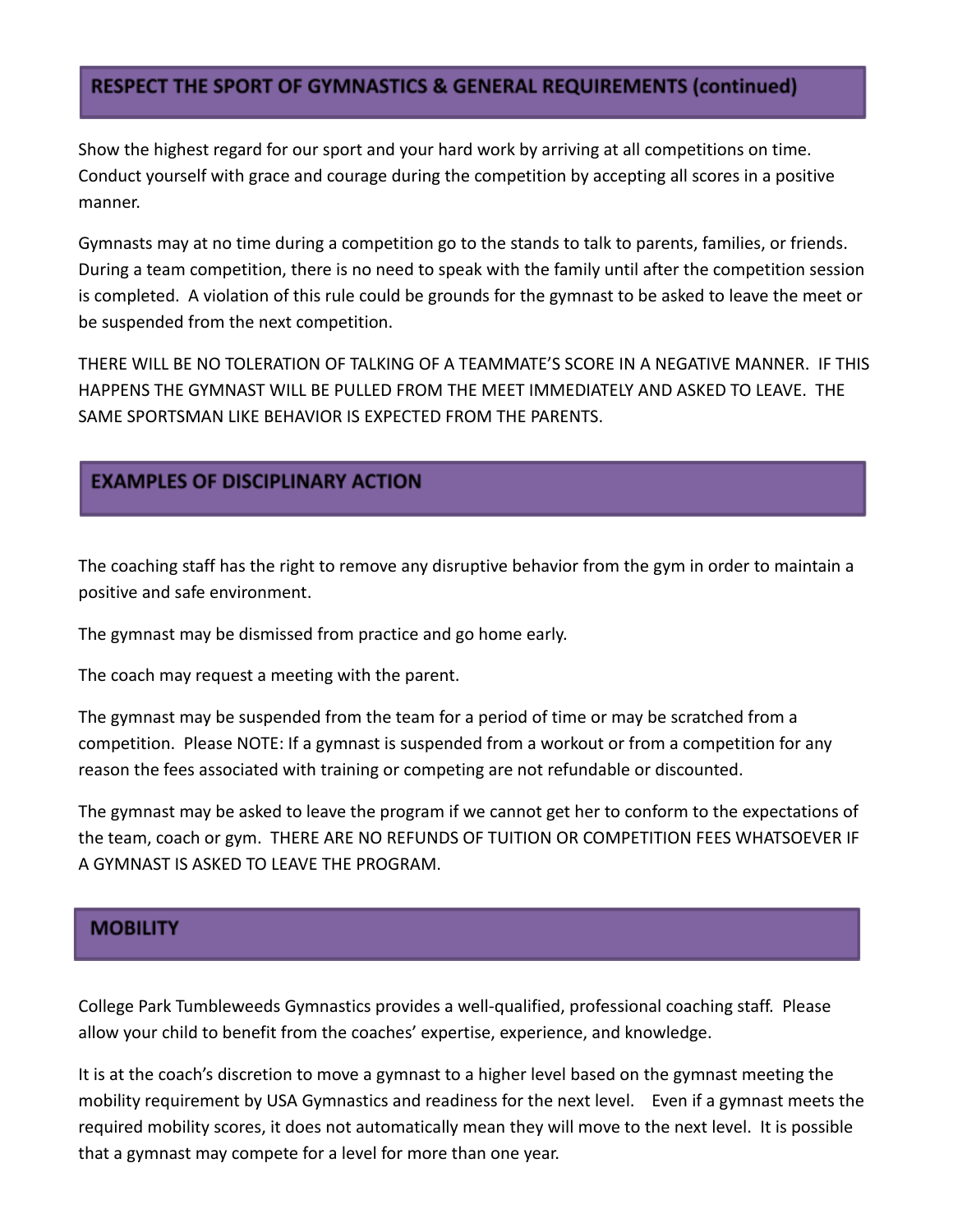## RESPECT THE SPORT OF GYMNASTICS & GENERAL REQUIREMENTS (continued)

Show the highest regard for our sport and your hard work by arriving at all competitions on time. Conduct yourself with grace and courage during the competition by accepting all scores in a positive manner.

Gymnasts may at no time during a competition go to the stands to talk to parents, families, or friends. During a team competition, there is no need to speak with the family until after the competition session is completed. A violation of this rule could be grounds for the gymnast to be asked to leave the meet or be suspended from the next competition.

THERE WILL BE NO TOLERATION OF TALKING OF A TEAMMATE'S SCORE IN A NEGATIVE MANNER. IF THIS HAPPENS THE GYMNAST WILL BE PULLED FROM THE MEET IMMEDIATELY AND ASKED TO LEAVE. THE SAME SPORTSMAN LIKE BEHAVIOR IS EXPECTED FROM THE PARENTS.

## EXAMPLES OF DISCIPLINARY ACTION

The coaching staff has the right to remove any disruptive behavior from the gym in order to maintain a positive and safe environment.

The gymnast may be dismissed from practice and go home early.

The coach may request a meeting with the parent.

The gymnast may be suspended from the team for a period of time or may be scratched from a competition. Please NOTE: If a gymnast is suspended from a workout or from a competition for any reason the fees associated with training or competing are not refundable or discounted.

The gymnast may be asked to leave the program if we cannot get her to conform to the expectations of the team, coach or gym. THERE ARE NO REFUNDS OF TUITION OR COMPETITION FEES WHATSOEVER IF A GYMNAST IS ASKED TO LEAVE THE PROGRAM.

## MOBILITY

College Park Tumbleweeds Gymnastics provides a well-qualified, professional coaching staff. Please allow your child to benefit from the coaches' expertise, experience, and knowledge.

It is at the coach's discretion to move a gymnast to a higher level based on the gymnast meeting the mobility requirement by USA Gymnastics and readiness for the next level. Even if a gymnast meets the required mobility scores, it does not automatically mean they will move to the next level. It is possible that a gymnast may compete for a level for more than one year.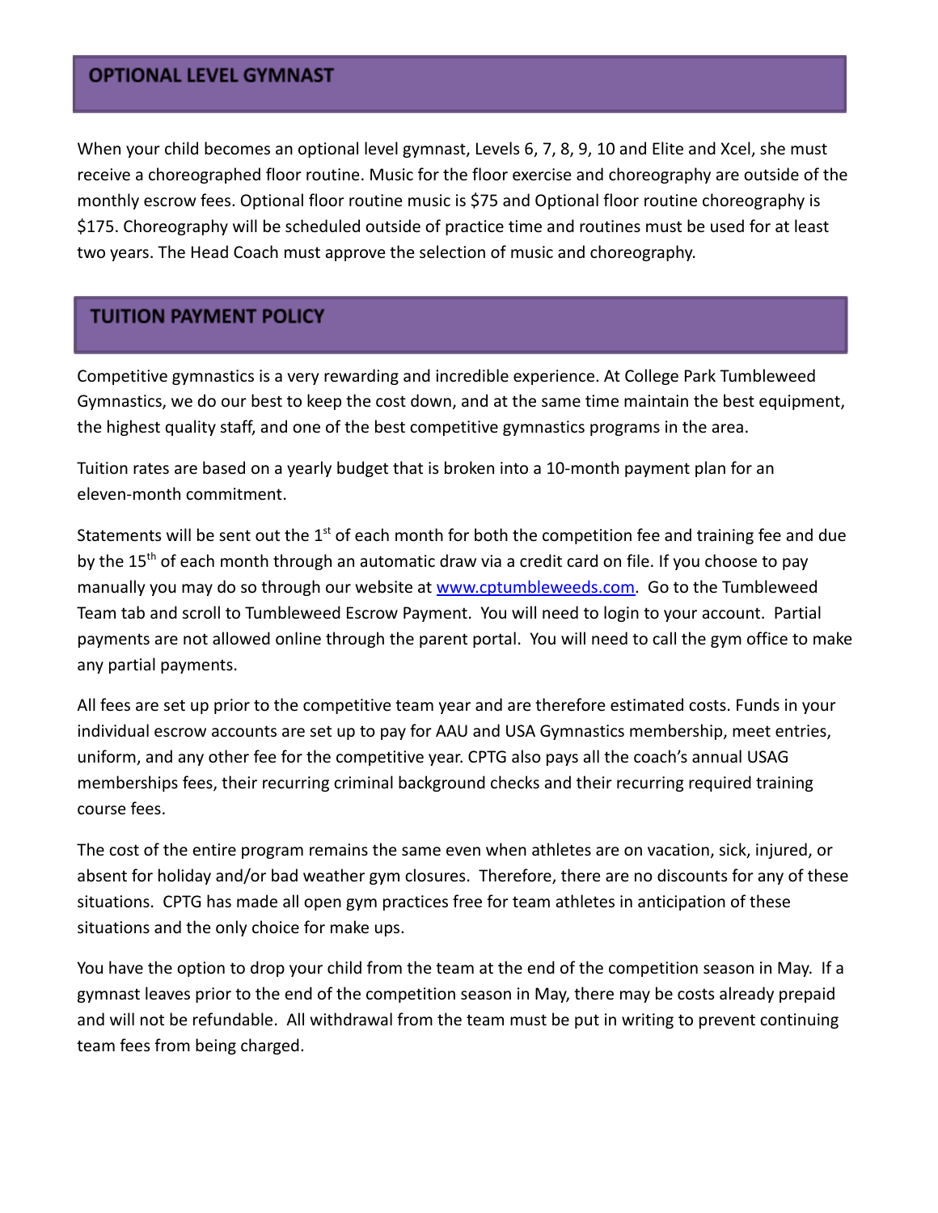## OPTIONAL LEVEL GYMNAST

When your child becomes an optional level gymnast, Levels 6, 7, 8, 9, 10 and Elite and Xcel, she must receive a choreographed floor routine. Music for the floor exercise and choreography are outside of the monthly escrow fees. Optional floor routine music is $75 and Optional floor routine choreography is $175. Choreography will be scheduled outside of practice time and routines must be used for at least two years. The Head Coach must approve the selection of music and choreography.

## TUITION PAYMENT POLICY

Competitive gymnastics is a very rewarding and incredible experience. At College Park Tumbleweed Gymnastics, we do our best to keep the cost down, and at the same time maintain the best equipment, the highest quality staff, and one of the best competitive gymnastics programs in the area.

Tuition rates are based on a yearly budget that is broken into a 10-month payment plan for an eleven-month commitment.

Statements will be sent out the 1st of each month for both the competition fee and training fee and due by the 15th of each month through an automatic draw via a credit card on file. If you choose to pay manually you may do so through our website at [www.cptumbleweeds.com](http://www.cptumbleweeds.com). Go to the Tumbleweed Team tab and scroll to Tumbleweed Escrow Payment. You will need to login to your account. Partial payments are not allowed online through the parent portal. You will need to call the gym office to make any partial payments.

All fees are set up prior to the competitive team year and are therefore estimated costs. Funds in your individual escrow accounts are set up to pay for AAU and USA Gymnastics membership, meet entries, uniform, and any other fee for the competitive year. CPTG also pays all the coach's annual USAG memberships fees, their recurring criminal background checks and their recurring required training course fees.

The cost of the entire program remains the same even when athletes are on vacation, sick, injured, or absent for holiday and/or bad weather gym closures. Therefore, there are no discounts for any of these situations. CPTG has made all open gym practices free for team athletes in anticipation of these situations and the only choice for make ups.

You have the option to drop your child from the team at the end of the competition season in May. If a gymnast leaves prior to the end of the competition season in May, there may be costs already prepaid and will not be refundable. All withdrawal from the team must be put in writing to prevent continuing team fees from being charged.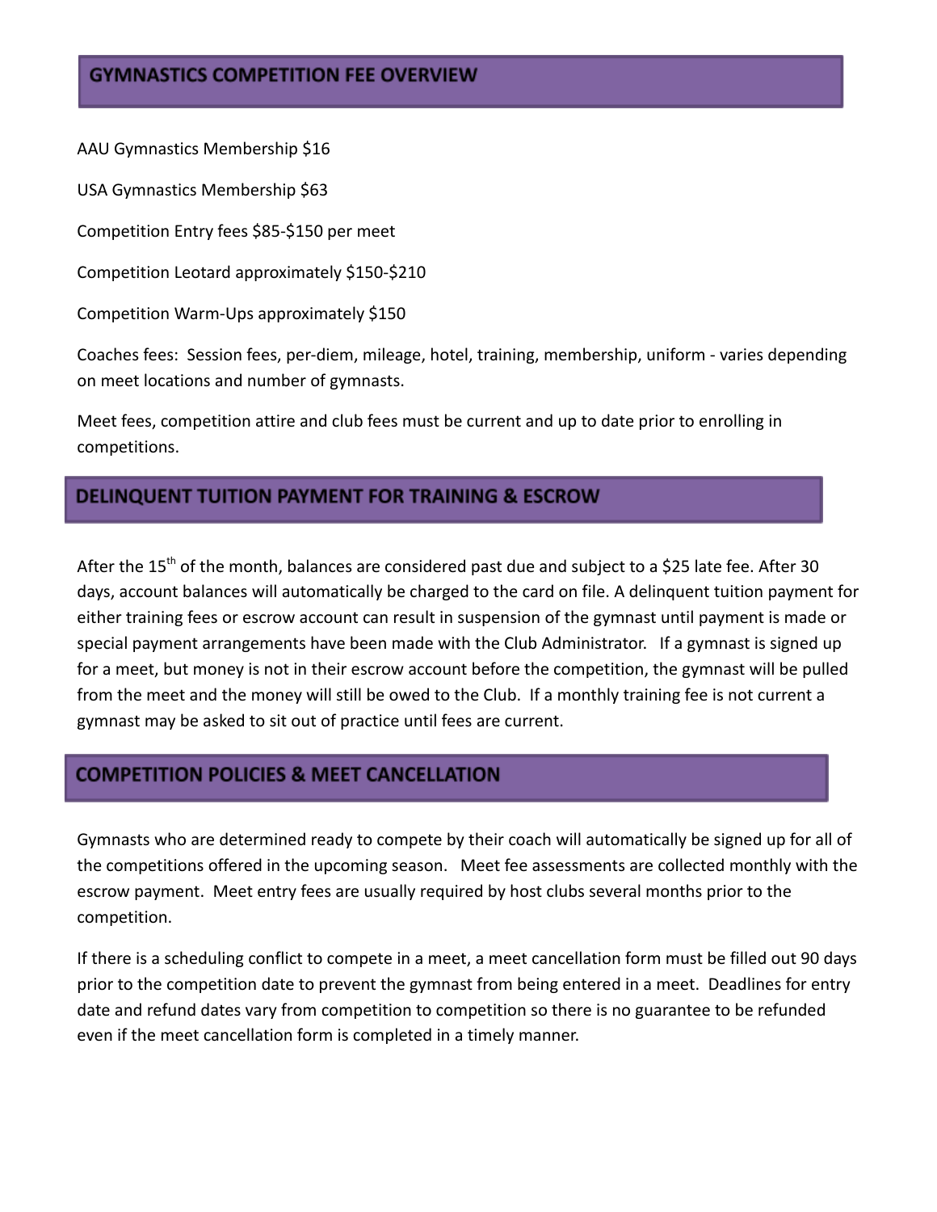## GYMNASTICS COMPETITION FEE OVERVIEW

AAU Gymnastics Membership $16

USA Gymnastics Membership $63

Competition Entry fees $85-$150 per meet

Competition Leotard approximately $150-$210

Competition Warm-Ups approximately $150

Coaches fees: Session fees, per-diem, mileage, hotel, training, membership, uniform - varies depending on meet locations and number of gymnasts.

Meet fees, competition attire and club fees must be current and up to date prior to enrolling in competitions.

## DELINQUENT TUITION PAYMENT FOR TRAINING & ESCROW

After the 15th of the month, balances are considered past due and subject to a $25 late fee. After 30 days, account balances will automatically be charged to the card on file. A delinquent tuition payment for either training fees or escrow account can result in suspension of the gymnast until payment is made or special payment arrangements have been made with the Club Administrator. If a gymnast is signed up for a meet, but money is not in their escrow account before the competition, the gymnast will be pulled from the meet and the money will still be owed to the Club. If a monthly training fee is not current a gymnast may be asked to sit out of practice until fees are current.

## COMPETITION POLICIES & MEET CANCELLATION

Gymnasts who are determined ready to compete by their coach will automatically be signed up for all of the competitions offered in the upcoming season. Meet fee assessments are collected monthly with the escrow payment. Meet entry fees are usually required by host clubs several months prior to the competition.

If there is a scheduling conflict to compete in a meet, a meet cancellation form must be filled out 90 days prior to the competition date to prevent the gymnast from being entered in a meet. Deadlines for entry date and refund dates vary from competition to competition so there is no guarantee to be refunded even if the meet cancellation form is completed in a timely manner.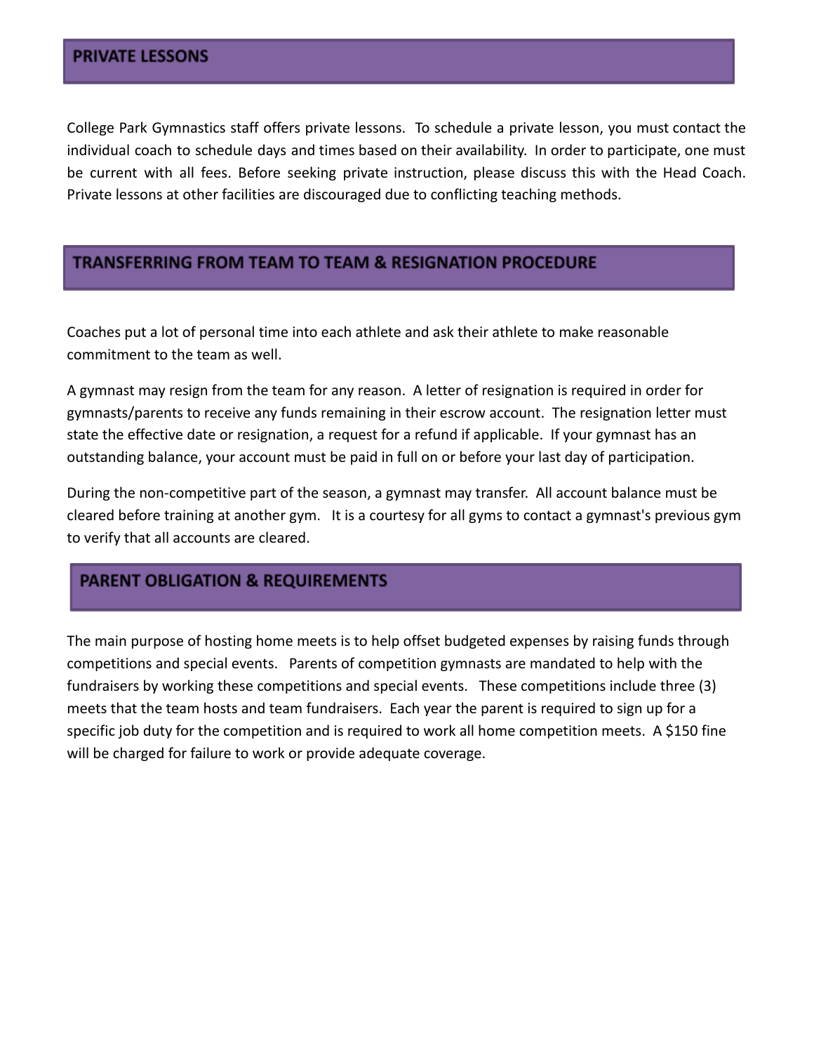## PRIVATE LESSONS

College Park Gymnastics staff offers private lessons. To schedule a private lesson, you must contact the individual coach to schedule days and times based on their availability. In order to participate, one must be current with all fees. Before seeking private instruction, please discuss this with the Head Coach. Private lessons at other facilities are discouraged due to conflicting teaching methods.

## TRANSFERRING FROM TEAM TO TEAM & RESIGNATION PROCEDURE

Coaches put a lot of personal time into each athlete and ask their athlete to make reasonable commitment to the team as well.

A gymnast may resign from the team for any reason. A letter of resignation is required in order for gymnasts/parents to receive any funds remaining in their escrow account. The resignation letter must state the effective date or resignation, a request for a refund if applicable. If your gymnast has an outstanding balance, your account must be paid in full on or before your last day of participation.

During the non-competitive part of the season, a gymnast may transfer. All account balance must be cleared before training at another gym. It is a courtesy for all gyms to contact a gymnast's previous gym to verify that all accounts are cleared.

## PARENT OBLIGATION & REQUIREMENTS

The main purpose of hosting home meets is to help offset budgeted expenses by raising funds through competitions and special events. Parents of competition gymnasts are mandated to help with the fundraisers by working these competitions and special events. These competitions include three (3) meets that the team hosts and team fundraisers. Each year the parent is required to sign up for a specific job duty for the competition and is required to work all home competition meets. A $150 fine will be charged for failure to work or provide adequate coverage.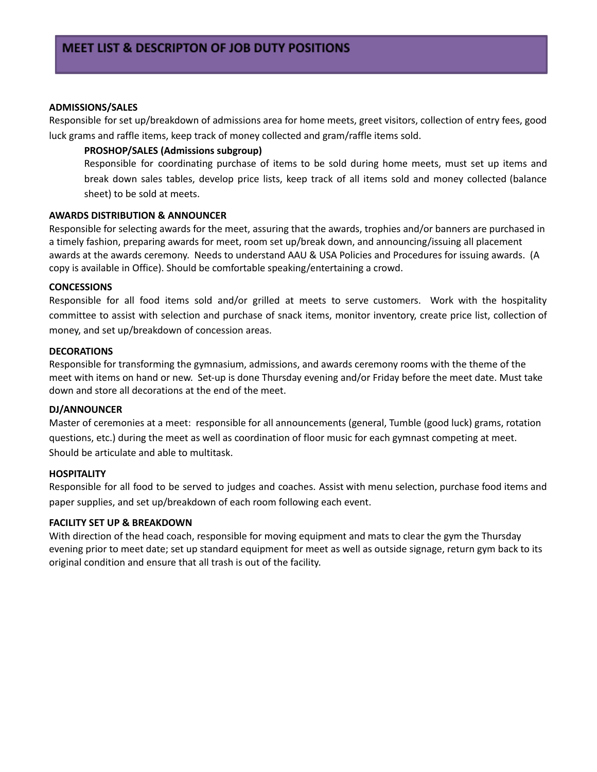# MEET LIST & DESCRIPTON OF JOB DUTY POSITIONS

**ADMISSIONS/SALES**

Responsible for set up/breakdown of admissions area for home meets, greet visitors, collection of entry fees, good luck grams and raffle items, keep track of money collected and gram/raffle items sold.

> **PROSHOP/SALES (Admissions subgroup)**
>
> Responsible for coordinating purchase of items to be sold during home meets, must set up items and break down sales tables, develop price lists, keep track of all items sold and money collected (balance sheet) to be sold at meets.

**AWARDS DISTRIBUTION & ANNOUNCER**

Responsible for selecting awards for the meet, assuring that the awards, trophies and/or banners are purchased in a timely fashion, preparing awards for meet, room set up/break down, and announcing/issuing all placement awards at the awards ceremony. Needs to understand AAU & USA Policies and Procedures for issuing awards. (A copy is available in Office). Should be comfortable speaking/entertaining a crowd.

**CONCESSIONS**

Responsible for all food items sold and/or grilled at meets to serve customers. Work with the hospitality committee to assist with selection and purchase of snack items, monitor inventory, create price list, collection of money, and set up/breakdown of concession areas.

**DECORATIONS**

Responsible for transforming the gymnasium, admissions, and awards ceremony rooms with the theme of the meet with items on hand or new. Set-up is done Thursday evening and/or Friday before the meet date. Must take down and store all decorations at the end of the meet.

**DJ/ANNOUNCER**

Master of ceremonies at a meet: responsible for all announcements (general, Tumble (good luck) grams, rotation questions, etc.) during the meet as well as coordination of floor music for each gymnast competing at meet. Should be articulate and able to multitask.

**HOSPITALITY**

Responsible for all food to be served to judges and coaches. Assist with menu selection, purchase food items and paper supplies, and set up/breakdown of each room following each event.

**FACILITY SET UP & BREAKDOWN**

With direction of the head coach, responsible for moving equipment and mats to clear the gym the Thursday evening prior to meet date; set up standard equipment for meet as well as outside signage, return gym back to its original condition and ensure that all trash is out of the facility.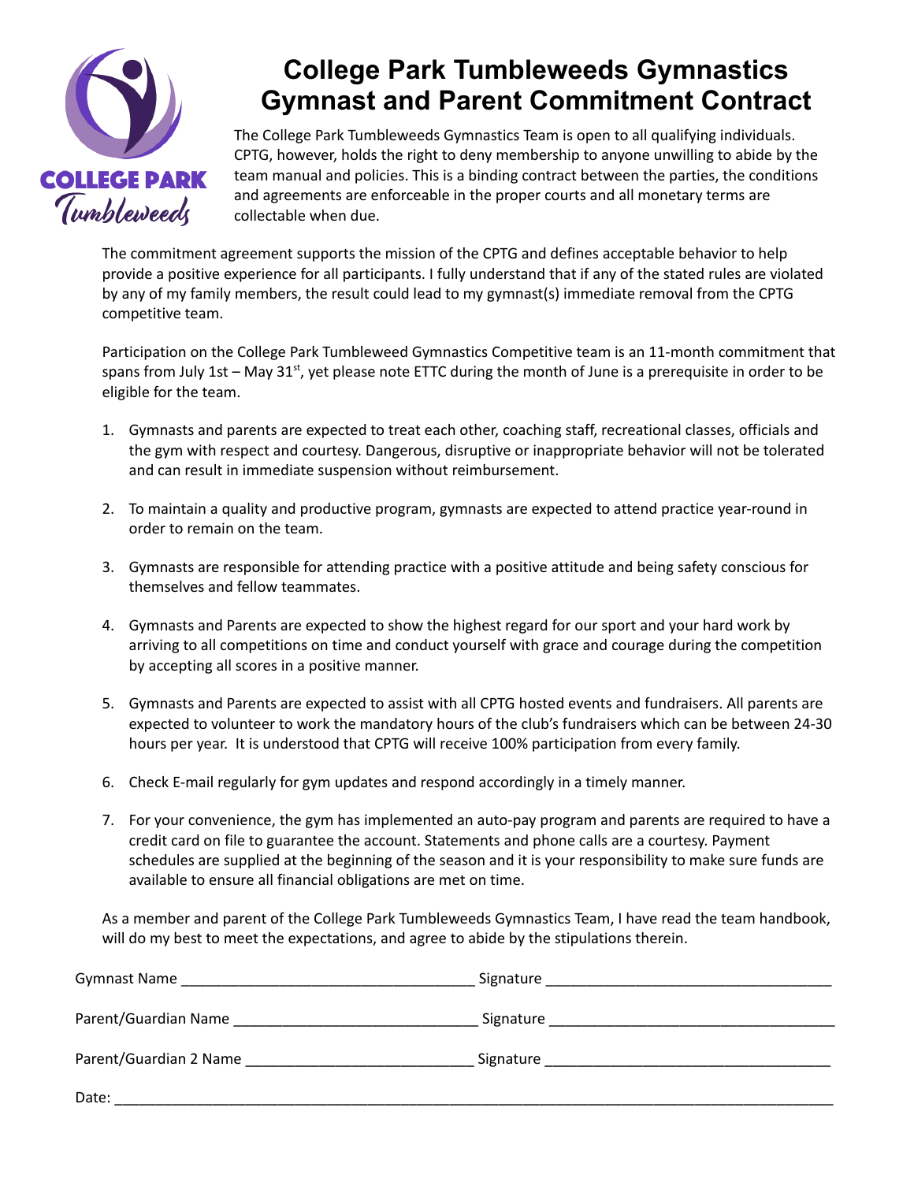# College Park Tumbleweeds Gymnastics Gymnast and Parent Commitment Contract

The College Park Tumbleweeds Gymnastics Team is open to all qualifying individuals. CPTG, however, holds the right to deny membership to anyone unwilling to abide by the team manual and policies. This is a binding contract between the parties, the conditions and agreements are enforceable in the proper courts and all monetary terms are collectable when due.

The commitment agreement supports the mission of the CPTG and defines acceptable behavior to help provide a positive experience for all participants. I fully understand that if any of the stated rules are violated by any of my family members, the result could lead to my gymnast(s) immediate removal from the CPTG competitive team.

Participation on the College Park Tumbleweed Gymnastics Competitive team is an 11-month commitment that spans from July 1st – May 31st, yet please note ETTC during the month of June is a prerequisite in order to be eligible for the team.

1. Gymnasts and parents are expected to treat each other, coaching staff, recreational classes, officials and the gym with respect and courtesy. Dangerous, disruptive or inappropriate behavior will not be tolerated and can result in immediate suspension without reimbursement.
2. To maintain a quality and productive program, gymnasts are expected to attend practice year-round in order to remain on the team.
3. Gymnasts are responsible for attending practice with a positive attitude and being safety conscious for themselves and fellow teammates.
4. Gymnasts and Parents are expected to show the highest regard for our sport and your hard work by arriving to all competitions on time and conduct yourself with grace and courage during the competition by accepting all scores in a positive manner.
5. Gymnasts and Parents are expected to assist with all CPTG hosted events and fundraisers. All parents are expected to volunteer to work the mandatory hours of the club's fundraisers which can be between 24-30 hours per year. It is understood that CPTG will receive 100% participation from every family.
6. Check E-mail regularly for gym updates and respond accordingly in a timely manner.
7. For your convenience, the gym has implemented an auto-pay program and parents are required to have a credit card on file to guarantee the account. Statements and phone calls are a courtesy. Payment schedules are supplied at the beginning of the season and it is your responsibility to make sure funds are available to ensure all financial obligations are met on time.

As a member and parent of the College Park Tumbleweeds Gymnastics Team, I have read the team handbook, will do my best to meet the expectations, and agree to abide by the stipulations therein.

Gymnast Name ___________________________________ Signature __________________________________

Parent/Guardian Name _____________________________ Signature __________________________________

Parent/Guardian 2 Name ___________________________ Signature __________________________________

Date: ________________________________________________________________________________________